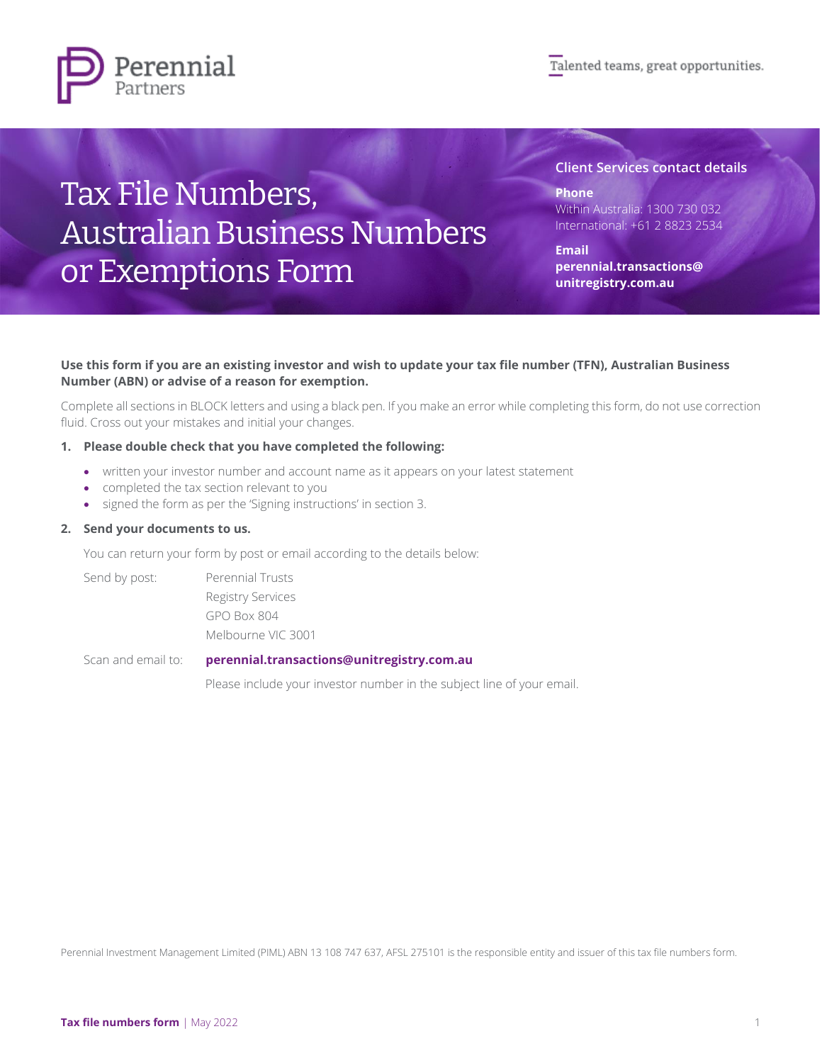Perennial Partners

Talented teams, great opportunities.

# Tax File Numbers, Australian Business Numbers or Exemptions Form

**Client Services contact details**

**Phone**
Within Australia: 1300 730 032
International: +61 2 8823 2534

**Email**
**perennial.transactions@unitregistry.com.au**

**Use this form if you are an existing investor and wish to update your tax file number (TFN), Australian Business Number (ABN) or advise of a reason for exemption.**

Complete all sections in BLOCK letters and using a black pen. If you make an error while completing this form, do not use correction fluid. Cross out your mistakes and initial your changes.

1. **Please double check that you have completed the following:**
   - written your investor number and account name as it appears on your latest statement
   - completed the tax section relevant to you
   - signed the form as per the 'Signing instructions' in section 3.
2. **Send your documents to us.**

   You can return your form by post or email according to the details below:

   Send by post: Perennial Trusts
   Registry Services
   GPO Box 804
   Melbourne VIC 3001

   Scan and email to: **perennial.transactions@unitregistry.com.au**

   Please include your investor number in the subject line of your email.

Perennial Investment Management Limited (PIML) ABN 13 108 747 637, AFSL 275101 is the responsible entity and issuer of this tax file numbers form.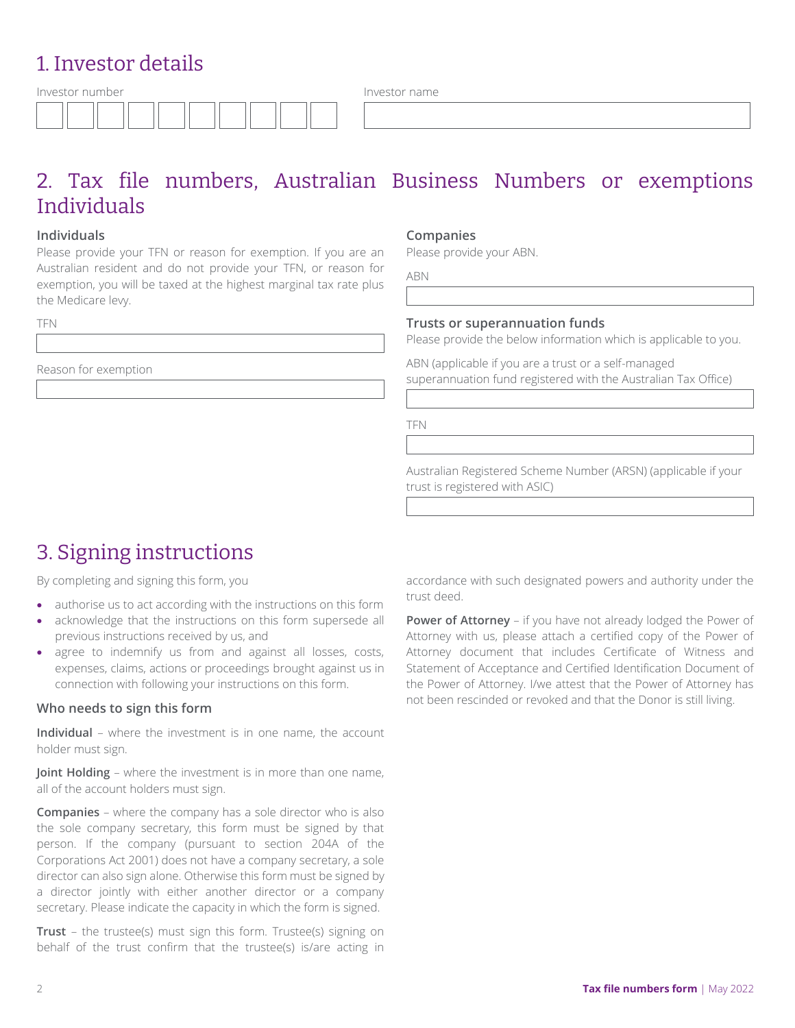# 1. Investor details

Investor number

Investor name

# 2. Tax file numbers, Australian Business Numbers or exemptions Individuals

### Individuals

Please provide your TFN or reason for exemption. If you are an Australian resident and do not provide your TFN, or reason for exemption, you will be taxed at the highest marginal tax rate plus the Medicare levy.

TFN

Reason for exemption

### Companies

Please provide your ABN.

ABN

### Trusts or superannuation funds

Please provide the below information which is applicable to you.

ABN (applicable if you are a trust or a self-managed superannuation fund registered with the Australian Tax Office)

TFN

Australian Registered Scheme Number (ARSN) (applicable if your trust is registered with ASIC)

# 3. Signing instructions

By completing and signing this form, you

- authorise us to act according with the instructions on this form
- acknowledge that the instructions on this form supersede all previous instructions received by us, and
- agree to indemnify us from and against all losses, costs, expenses, claims, actions or proceedings brought against us in connection with following your instructions on this form.

### Who needs to sign this form

**Individual** – where the investment is in one name, the account holder must sign.

**Joint Holding** – where the investment is in more than one name, all of the account holders must sign.

**Companies** – where the company has a sole director who is also the sole company secretary, this form must be signed by that person. If the company (pursuant to section 204A of the Corporations Act 2001) does not have a company secretary, a sole director can also sign alone. Otherwise this form must be signed by a director jointly with either another director or a company secretary. Please indicate the capacity in which the form is signed.

**Trust** – the trustee(s) must sign this form. Trustee(s) signing on behalf of the trust confirm that the trustee(s) is/are acting in accordance with such designated powers and authority under the trust deed.

**Power of Attorney** – if you have not already lodged the Power of Attorney with us, please attach a certified copy of the Power of Attorney document that includes Certificate of Witness and Statement of Acceptance and Certified Identification Document of the Power of Attorney. I/we attest that the Power of Attorney has not been rescinded or revoked and that the Donor is still living.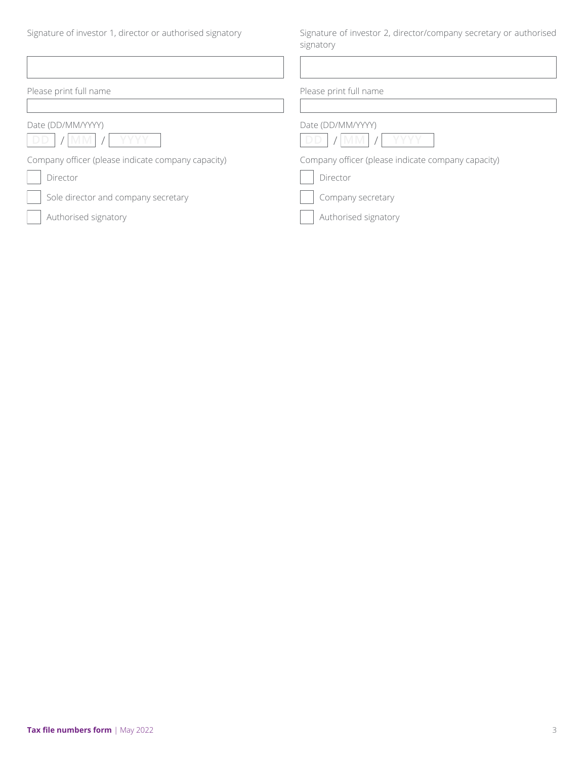Signature of investor 1, director or authorised signatory

Please print full name

Date (DD/MM/YYYY)

DD / MM / YYYY

Company officer (please indicate company capacity)

- [ ] Director
- [ ] Sole director and company secretary
- [ ] Authorised signatory

Signature of investor 2, director/company secretary or authorised signatory

Please print full name

Date (DD/MM/YYYY)

DD / MM / YYYY

Company officer (please indicate company capacity)

- [ ] Director
- [ ] Company secretary
- [ ] Authorised signatory